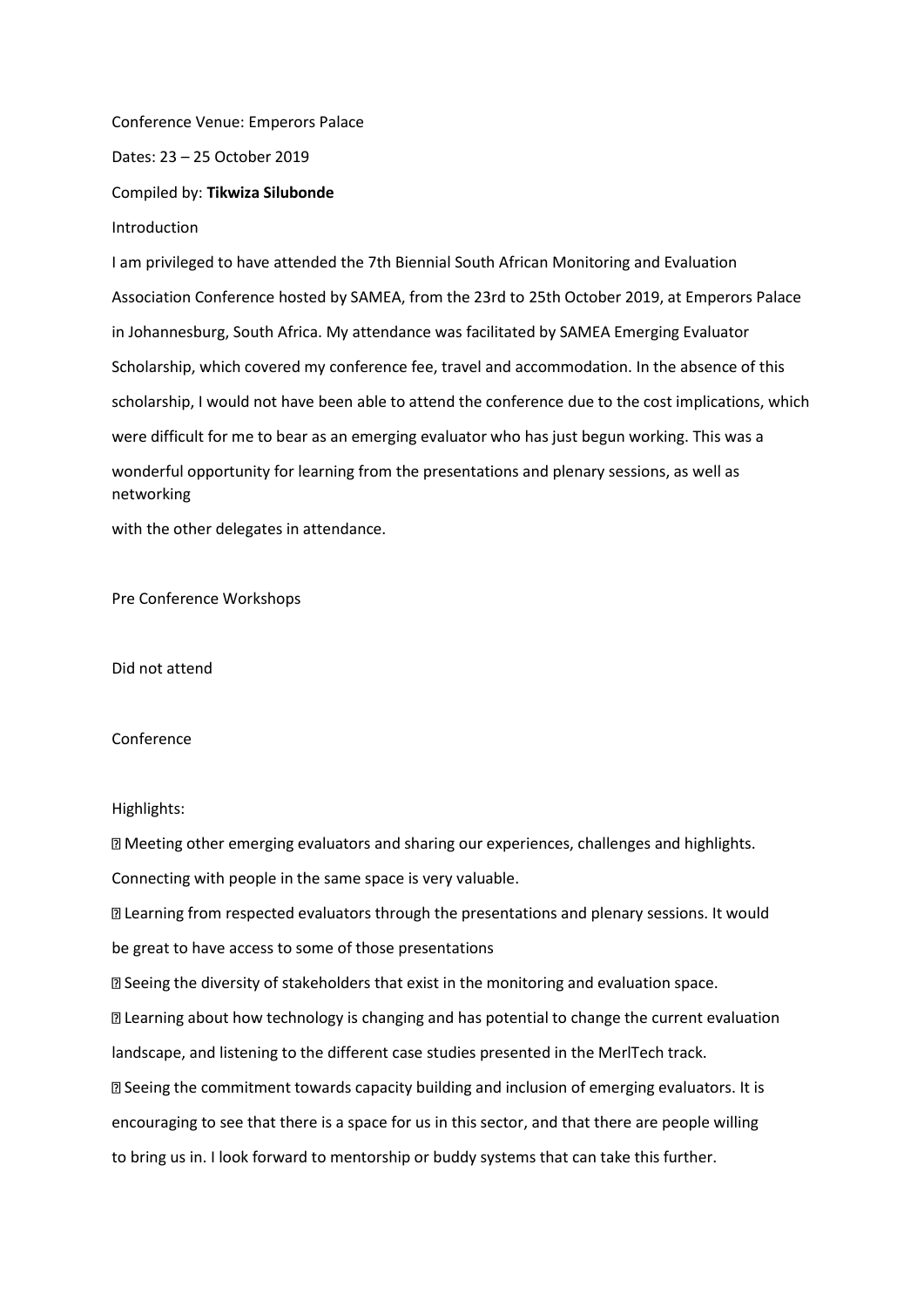Conference Venue: Emperors Palace

Dates: 23 – 25 October 2019

Compiled by: **Tikwiza Silubonde**

## Introduction

I am privileged to have attended the 7th Biennial South African Monitoring and Evaluation Association Conference hosted by SAMEA, from the 23rd to 25th October 2019, at Emperors Palace in Johannesburg, South Africa. My attendance was facilitated by SAMEA Emerging Evaluator Scholarship, which covered my conference fee, travel and accommodation. In the absence of this scholarship, I would not have been able to attend the conference due to the cost implications, which were difficult for me to bear as an emerging evaluator who has just begun working. This was a wonderful opportunity for learning from the presentations and plenary sessions, as well as networking with the other delegates in attendance.

## Pre Conference Workshops

Did not attend

## Conference

Highlights:

- Meeting other emerging evaluators and sharing our experiences, challenges and highlights. Connecting with people in the same space is very valuable.
- Learning from respected evaluators through the presentations and plenary sessions. It would be great to have access to some of those presentations
- Seeing the diversity of stakeholders that exist in the monitoring and evaluation space.
- Learning about how technology is changing and has potential to change the current evaluation landscape, and listening to the different case studies presented in the MerlTech track.
- Seeing the commitment towards capacity building and inclusion of emerging evaluators. It is encouraging to see that there is a space for us in this sector, and that there are people willing to bring us in. I look forward to mentorship or buddy systems that can take this further.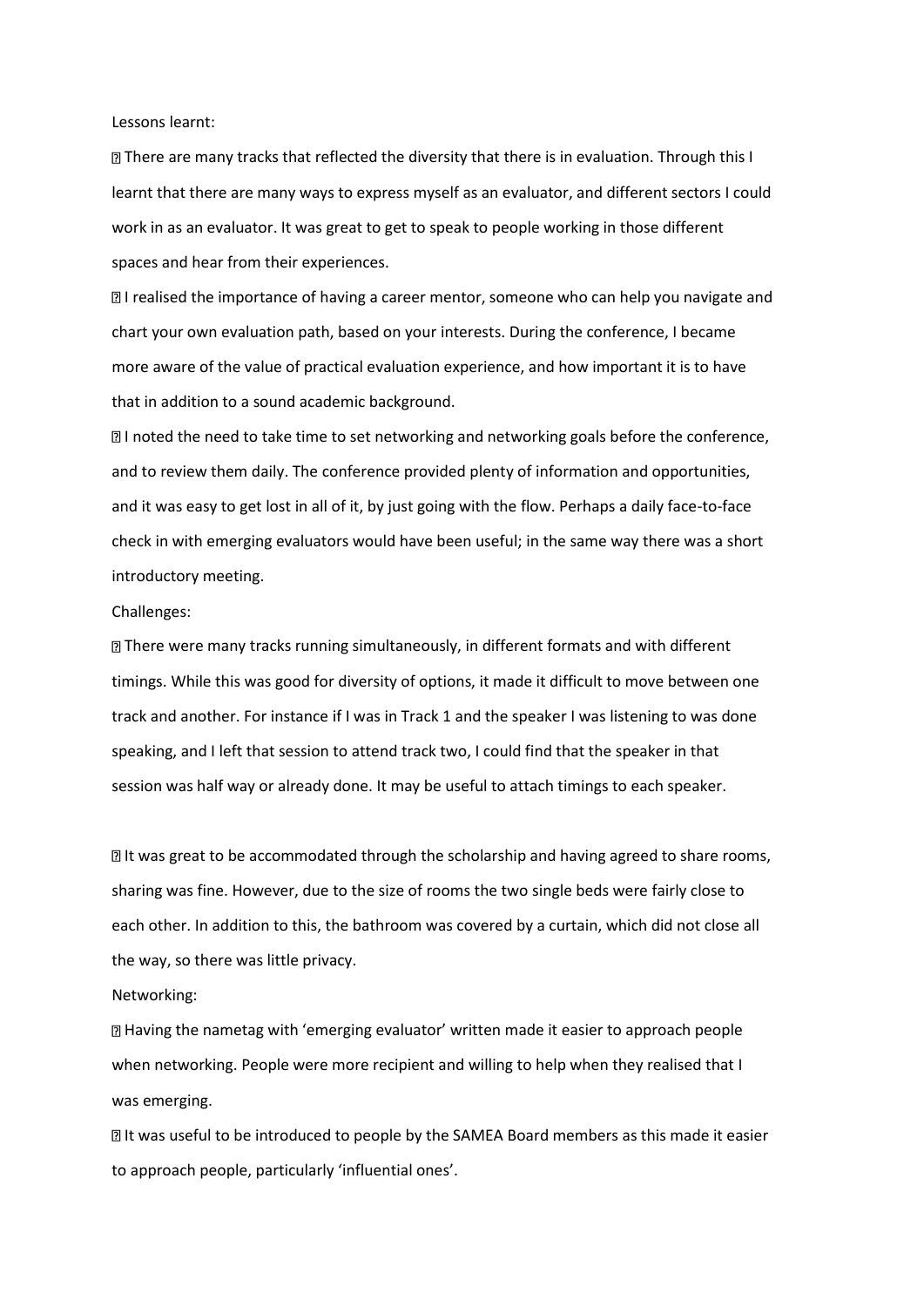Lessons learnt:

- There are many tracks that reflected the diversity that there is in evaluation. Through this I learnt that there are many ways to express myself as an evaluator, and different sectors I could work in as an evaluator. It was great to get to speak to people working in those different spaces and hear from their experiences.
- I realised the importance of having a career mentor, someone who can help you navigate and chart your own evaluation path, based on your interests. During the conference, I became more aware of the value of practical evaluation experience, and how important it is to have that in addition to a sound academic background.
- I noted the need to take time to set networking and networking goals before the conference, and to review them daily. The conference provided plenty of information and opportunities, and it was easy to get lost in all of it, by just going with the flow. Perhaps a daily face-to-face check in with emerging evaluators would have been useful; in the same way there was a short introductory meeting.

Challenges:

- There were many tracks running simultaneously, in different formats and with different timings. While this was good for diversity of options, it made it difficult to move between one track and another. For instance if I was in Track 1 and the speaker I was listening to was done speaking, and I left that session to attend track two, I could find that the speaker in that session was half way or already done. It may be useful to attach timings to each speaker.
- It was great to be accommodated through the scholarship and having agreed to share rooms, sharing was fine. However, due to the size of rooms the two single beds were fairly close to each other. In addition to this, the bathroom was covered by a curtain, which did not close all the way, so there was little privacy.

Networking:

- Having the nametag with 'emerging evaluator' written made it easier to approach people when networking. People were more recipient and willing to help when they realised that I was emerging.
- It was useful to be introduced to people by the SAMEA Board members as this made it easier to approach people, particularly 'influential ones'.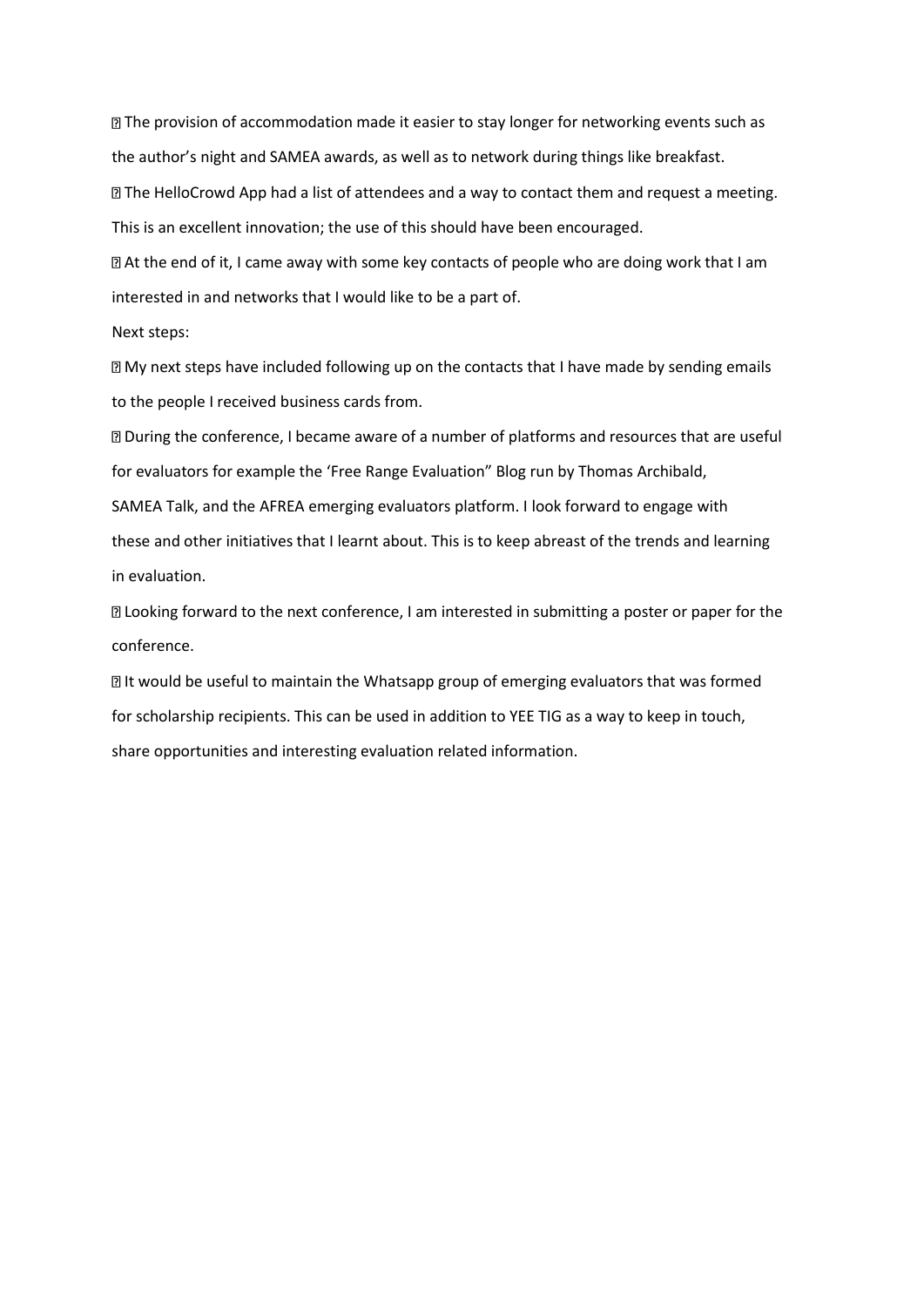- The provision of accommodation made it easier to stay longer for networking events such as the author's night and SAMEA awards, as well as to network during things like breakfast.
- The HelloCrowd App had a list of attendees and a way to contact them and request a meeting. This is an excellent innovation; the use of this should have been encouraged.
- At the end of it, I came away with some key contacts of people who are doing work that I am interested in and networks that I would like to be a part of.

Next steps:

- My next steps have included following up on the contacts that I have made by sending emails to the people I received business cards from.
- During the conference, I became aware of a number of platforms and resources that are useful for evaluators for example the 'Free Range Evaluation" Blog run by Thomas Archibald, SAMEA Talk, and the AFREA emerging evaluators platform. I look forward to engage with these and other initiatives that I learnt about. This is to keep abreast of the trends and learning in evaluation.
- Looking forward to the next conference, I am interested in submitting a poster or paper for the conference.
- It would be useful to maintain the Whatsapp group of emerging evaluators that was formed for scholarship recipients. This can be used in addition to YEE TIG as a way to keep in touch, share opportunities and interesting evaluation related information.